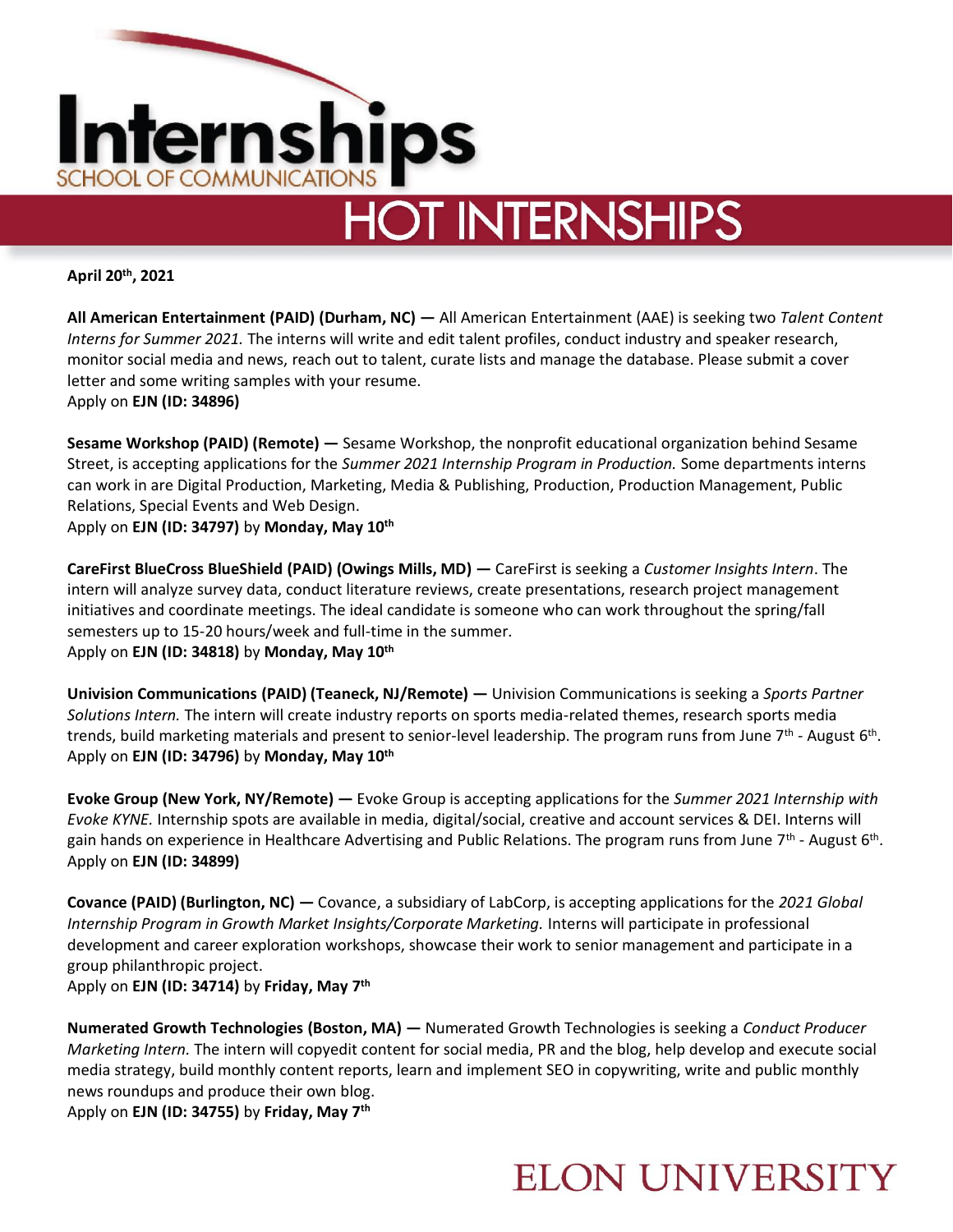# Internships

SCHOOL OF COMMUNICATIONS

## HOT INTERNSHIPS

**April 20th, 2021**

**All American Entertainment (PAID) (Durham, NC) —** All American Entertainment (AAE) is seeking two *Talent Content Interns for Summer 2021.* The interns will write and edit talent profiles, conduct industry and speaker research, monitor social media and news, reach out to talent, curate lists and manage the database. Please submit a cover letter and some writing samples with your resume.
Apply on **EJN (ID: 34896)**

**Sesame Workshop (PAID) (Remote) —** Sesame Workshop, the nonprofit educational organization behind Sesame Street, is accepting applications for the *Summer 2021 Internship Program in Production.* Some departments interns can work in are Digital Production, Marketing, Media & Publishing, Production, Production Management, Public Relations, Special Events and Web Design.
Apply on **EJN (ID: 34797)** by **Monday, May 10th**

**CareFirst BlueCross BlueShield (PAID) (Owings Mills, MD) —** CareFirst is seeking a *Customer Insights Intern*. The intern will analyze survey data, conduct literature reviews, create presentations, research project management initiatives and coordinate meetings. The ideal candidate is someone who can work throughout the spring/fall semesters up to 15-20 hours/week and full-time in the summer.
Apply on **EJN (ID: 34818)** by **Monday, May 10th**

**Univision Communications (PAID) (Teaneck, NJ/Remote) —** Univision Communications is seeking a *Sports Partner Solutions Intern.* The intern will create industry reports on sports media-related themes, research sports media trends, build marketing materials and present to senior-level leadership. The program runs from June 7th - August 6th.
Apply on **EJN (ID: 34796)** by **Monday, May 10th**

**Evoke Group (New York, NY/Remote) —** Evoke Group is accepting applications for the *Summer 2021 Internship with Evoke KYNE.* Internship spots are available in media, digital/social, creative and account services & DEI. Interns will gain hands on experience in Healthcare Advertising and Public Relations. The program runs from June 7th - August 6th.
Apply on **EJN (ID: 34899)**

**Covance (PAID) (Burlington, NC) —** Covance, a subsidiary of LabCorp, is accepting applications for the *2021 Global Internship Program in Growth Market Insights/Corporate Marketing.* Interns will participate in professional development and career exploration workshops, showcase their work to senior management and participate in a group philanthropic project.
Apply on **EJN (ID: 34714)** by **Friday, May 7th**

**Numerated Growth Technologies (Boston, MA) —** Numerated Growth Technologies is seeking a *Conduct Producer Marketing Intern.* The intern will copyedit content for social media, PR and the blog, help develop and execute social media strategy, build monthly content reports, learn and implement SEO in copywriting, write and public monthly news roundups and produce their own blog.
Apply on **EJN (ID: 34755)** by **Friday, May 7th**

ELON UNIVERSITY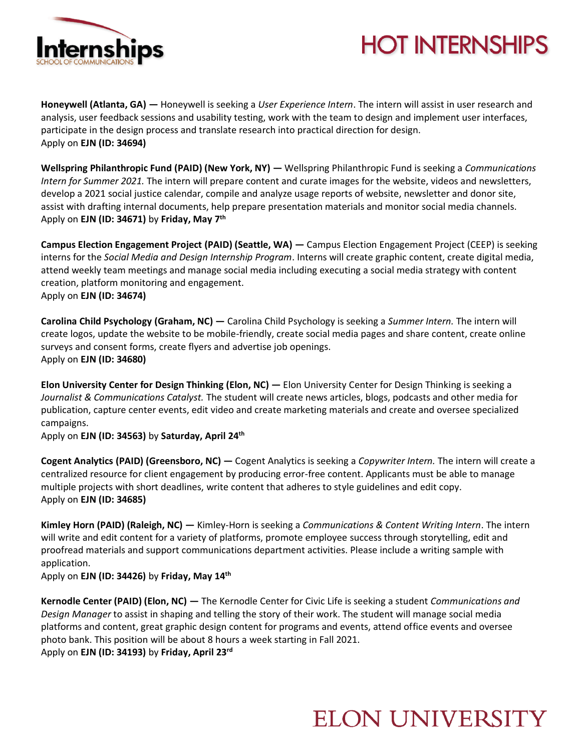# HOT INTERNSHIPS

**Honeywell (Atlanta, GA) —** Honeywell is seeking a *User Experience Intern*. The intern will assist in user research and analysis, user feedback sessions and usability testing, work with the team to design and implement user interfaces, participate in the design process and translate research into practical direction for design.
Apply on **EJN (ID: 34694)**

**Wellspring Philanthropic Fund (PAID) (New York, NY) —** Wellspring Philanthropic Fund is seeking a *Communications Intern for Summer 2021.* The intern will prepare content and curate images for the website, videos and newsletters, develop a 2021 social justice calendar, compile and analyze usage reports of website, newsletter and donor site, assist with drafting internal documents, help prepare presentation materials and monitor social media channels.
Apply on **EJN (ID: 34671)** by **Friday, May 7th**

**Campus Election Engagement Project (PAID) (Seattle, WA) —** Campus Election Engagement Project (CEEP) is seeking interns for the *Social Media and Design Internship Program*. Interns will create graphic content, create digital media, attend weekly team meetings and manage social media including executing a social media strategy with content creation, platform monitoring and engagement.
Apply on **EJN (ID: 34674)**

**Carolina Child Psychology (Graham, NC) —** Carolina Child Psychology is seeking a *Summer Intern.* The intern will create logos, update the website to be mobile-friendly, create social media pages and share content, create online surveys and consent forms, create flyers and advertise job openings.
Apply on **EJN (ID: 34680)**

**Elon University Center for Design Thinking (Elon, NC) —** Elon University Center for Design Thinking is seeking a *Journalist & Communications Catalyst.* The student will create news articles, blogs, podcasts and other media for publication, capture center events, edit video and create marketing materials and create and oversee specialized campaigns.
Apply on **EJN (ID: 34563)** by **Saturday, April 24th**

**Cogent Analytics (PAID) (Greensboro, NC) —** Cogent Analytics is seeking a *Copywriter Intern.* The intern will create a centralized resource for client engagement by producing error-free content. Applicants must be able to manage multiple projects with short deadlines, write content that adheres to style guidelines and edit copy.
Apply on **EJN (ID: 34685)**

**Kimley Horn (PAID) (Raleigh, NC) —** Kimley-Horn is seeking a *Communications & Content Writing Intern*. The intern will write and edit content for a variety of platforms, promote employee success through storytelling, edit and proofread materials and support communications department activities. Please include a writing sample with application.
Apply on **EJN (ID: 34426)** by **Friday, May 14th**

**Kernodle Center (PAID) (Elon, NC) —** The Kernodle Center for Civic Life is seeking a student *Communications and Design Manager* to assist in shaping and telling the story of their work. The student will manage social media platforms and content, great graphic design content for programs and events, attend office events and oversee photo bank. This position will be about 8 hours a week starting in Fall 2021.
Apply on **EJN (ID: 34193)** by **Friday, April 23rd**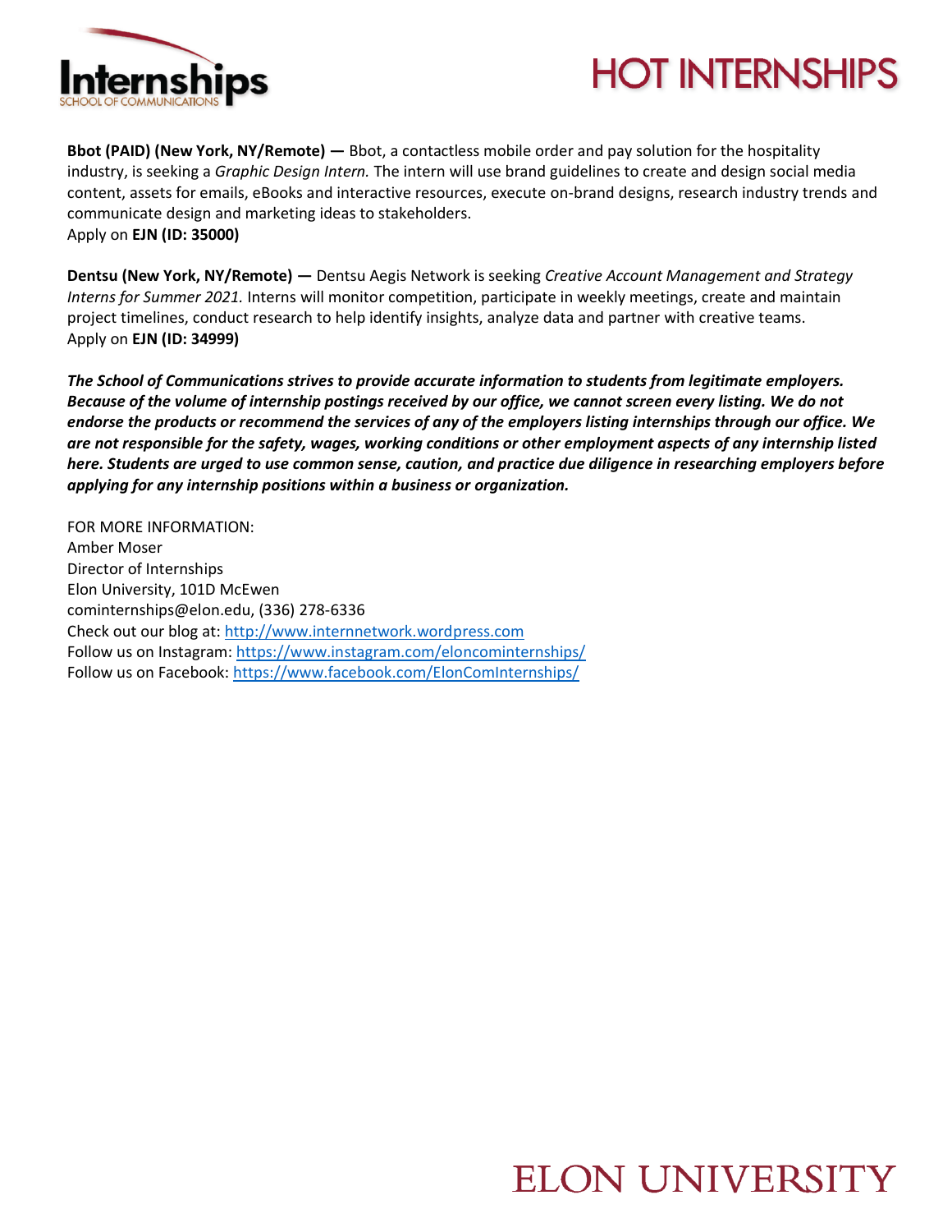**Bbot (PAID) (New York, NY/Remote) —** Bbot, a contactless mobile order and pay solution for the hospitality industry, is seeking a *Graphic Design Intern.* The intern will use brand guidelines to create and design social media content, assets for emails, eBooks and interactive resources, execute on-brand designs, research industry trends and communicate design and marketing ideas to stakeholders.
Apply on **EJN (ID: 35000)**

**Dentsu (New York, NY/Remote) —** Dentsu Aegis Network is seeking *Creative Account Management and Strategy Interns for Summer 2021.* Interns will monitor competition, participate in weekly meetings, create and maintain project timelines, conduct research to help identify insights, analyze data and partner with creative teams.
Apply on **EJN (ID: 34999)**

***The School of Communications strives to provide accurate information to students from legitimate employers. Because of the volume of internship postings received by our office, we cannot screen every listing. We do not endorse the products or recommend the services of any of the employers listing internships through our office. We are not responsible for the safety, wages, working conditions or other employment aspects of any internship listed here. Students are urged to use common sense, caution, and practice due diligence in researching employers before applying for any internship positions within a business or organization.***

FOR MORE INFORMATION:
Amber Moser
Director of Internships
Elon University, 101D McEwen
cominternships@elon.edu, (336) 278-6336
Check out our blog at: http://www.internnetwork.wordpress.com
Follow us on Instagram: https://www.instagram.com/eloncominternships/
Follow us on Facebook: https://www.facebook.com/ElonComInternships/